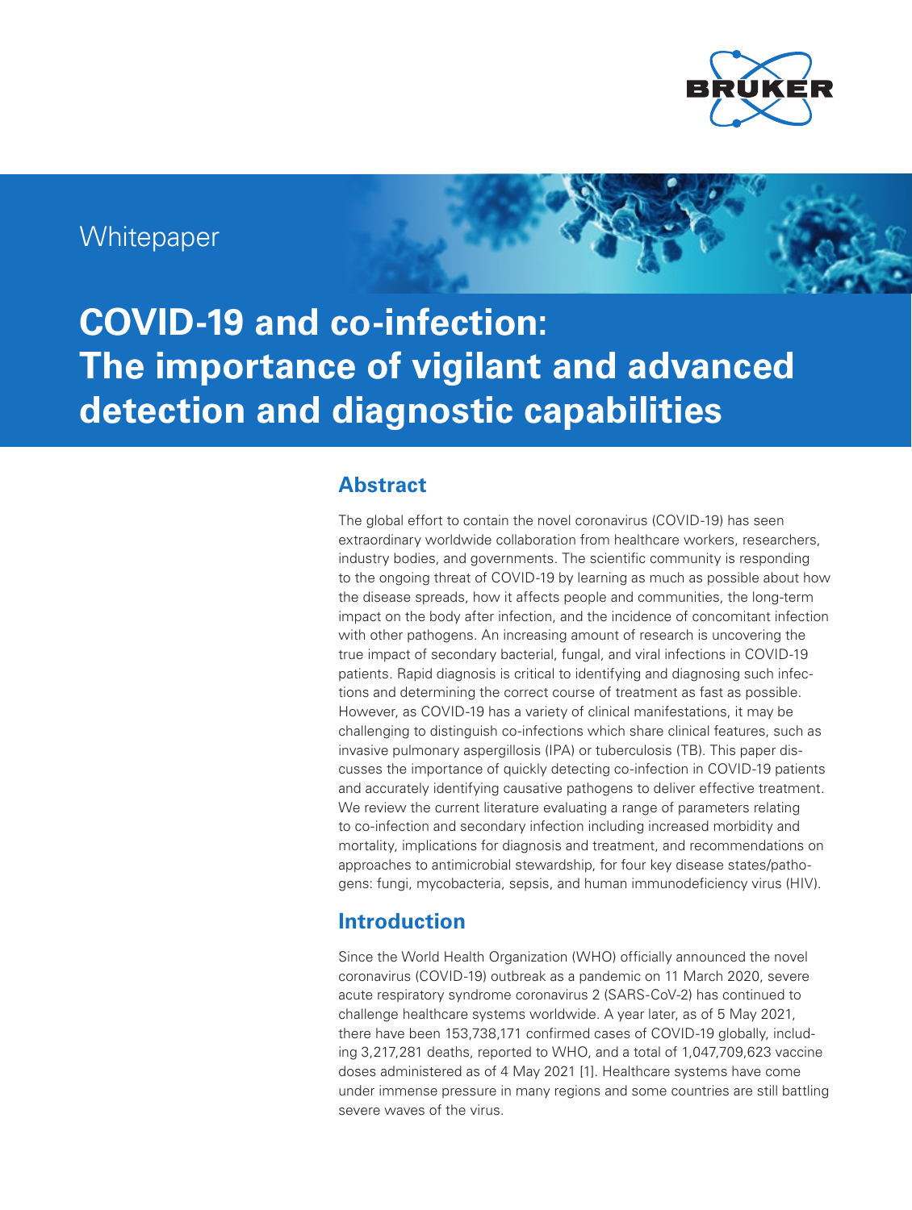Whitepaper

# COVID-19 and co-infection: The importance of vigilant and advanced detection and diagnostic capabilities

## Abstract

The global effort to contain the novel coronavirus (COVID-19) has seen extraordinary worldwide collaboration from healthcare workers, researchers, industry bodies, and governments. The scientific community is responding to the ongoing threat of COVID-19 by learning as much as possible about how the disease spreads, how it affects people and communities, the long-term impact on the body after infection, and the incidence of concomitant infection with other pathogens. An increasing amount of research is uncovering the true impact of secondary bacterial, fungal, and viral infections in COVID-19 patients. Rapid diagnosis is critical to identifying and diagnosing such infections and determining the correct course of treatment as fast as possible. However, as COVID-19 has a variety of clinical manifestations, it may be challenging to distinguish co-infections which share clinical features, such as invasive pulmonary aspergillosis (IPA) or tuberculosis (TB). This paper discusses the importance of quickly detecting co-infection in COVID-19 patients and accurately identifying causative pathogens to deliver effective treatment. We review the current literature evaluating a range of parameters relating to co-infection and secondary infection including increased morbidity and mortality, implications for diagnosis and treatment, and recommendations on approaches to antimicrobial stewardship, for four key disease states/pathogens: fungi, mycobacteria, sepsis, and human immunodeficiency virus (HIV).

## Introduction

Since the World Health Organization (WHO) officially announced the novel coronavirus (COVID-19) outbreak as a pandemic on 11 March 2020, severe acute respiratory syndrome coronavirus 2 (SARS-CoV-2) has continued to challenge healthcare systems worldwide. A year later, as of 5 May 2021, there have been 153,738,171 confirmed cases of COVID-19 globally, including 3,217,281 deaths, reported to WHO, and a total of 1,047,709,623 vaccine doses administered as of 4 May 2021 [1]. Healthcare systems have come under immense pressure in many regions and some countries are still battling severe waves of the virus.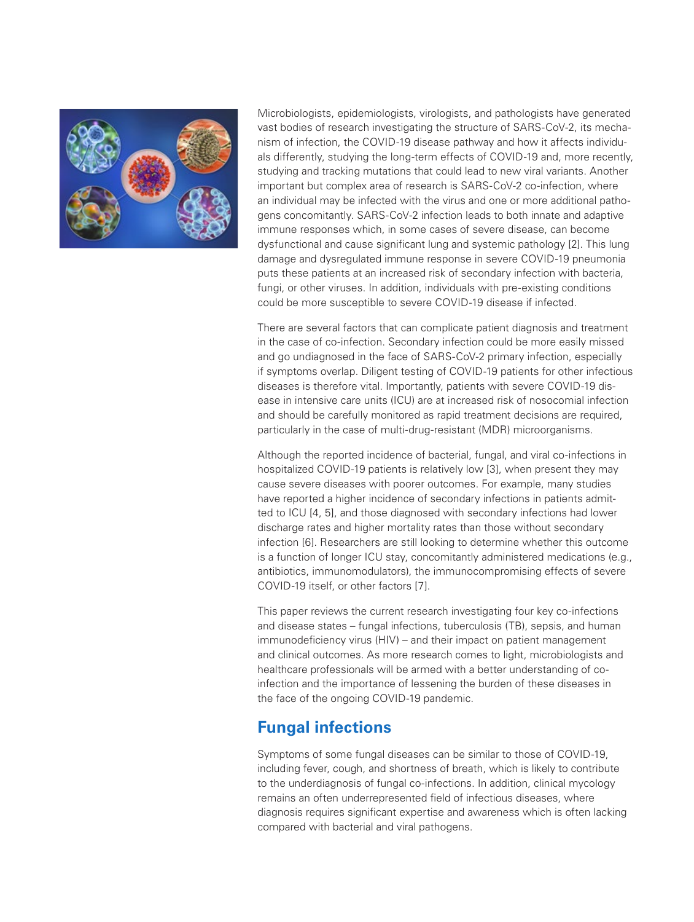Microbiologists, epidemiologists, virologists, and pathologists have generated vast bodies of research investigating the structure of SARS-CoV-2, its mechanism of infection, the COVID-19 disease pathway and how it affects individuals differently, studying the long-term effects of COVID-19 and, more recently, studying and tracking mutations that could lead to new viral variants. Another important but complex area of research is SARS-CoV-2 co-infection, where an individual may be infected with the virus and one or more additional pathogens concomitantly. SARS-CoV-2 infection leads to both innate and adaptive immune responses which, in some cases of severe disease, can become dysfunctional and cause significant lung and systemic pathology [2]. This lung damage and dysregulated immune response in severe COVID-19 pneumonia puts these patients at an increased risk of secondary infection with bacteria, fungi, or other viruses. In addition, individuals with pre-existing conditions could be more susceptible to severe COVID-19 disease if infected.

There are several factors that can complicate patient diagnosis and treatment in the case of co-infection. Secondary infection could be more easily missed and go undiagnosed in the face of SARS-CoV-2 primary infection, especially if symptoms overlap. Diligent testing of COVID-19 patients for other infectious diseases is therefore vital. Importantly, patients with severe COVID-19 disease in intensive care units (ICU) are at increased risk of nosocomial infection and should be carefully monitored as rapid treatment decisions are required, particularly in the case of multi-drug-resistant (MDR) microorganisms.

Although the reported incidence of bacterial, fungal, and viral co-infections in hospitalized COVID-19 patients is relatively low [3], when present they may cause severe diseases with poorer outcomes. For example, many studies have reported a higher incidence of secondary infections in patients admitted to ICU [4, 5], and those diagnosed with secondary infections had lower discharge rates and higher mortality rates than those without secondary infection [6]. Researchers are still looking to determine whether this outcome is a function of longer ICU stay, concomitantly administered medications (e.g., antibiotics, immunomodulators), the immunocompromising effects of severe COVID-19 itself, or other factors [7].

This paper reviews the current research investigating four key co-infections and disease states – fungal infections, tuberculosis (TB), sepsis, and human immunodeficiency virus (HIV) – and their impact on patient management and clinical outcomes. As more research comes to light, microbiologists and healthcare professionals will be armed with a better understanding of co-infection and the importance of lessening the burden of these diseases in the face of the ongoing COVID-19 pandemic.

## Fungal infections

Symptoms of some fungal diseases can be similar to those of COVID-19, including fever, cough, and shortness of breath, which is likely to contribute to the underdiagnosis of fungal co-infections. In addition, clinical mycology remains an often underrepresented field of infectious diseases, where diagnosis requires significant expertise and awareness which is often lacking compared with bacterial and viral pathogens.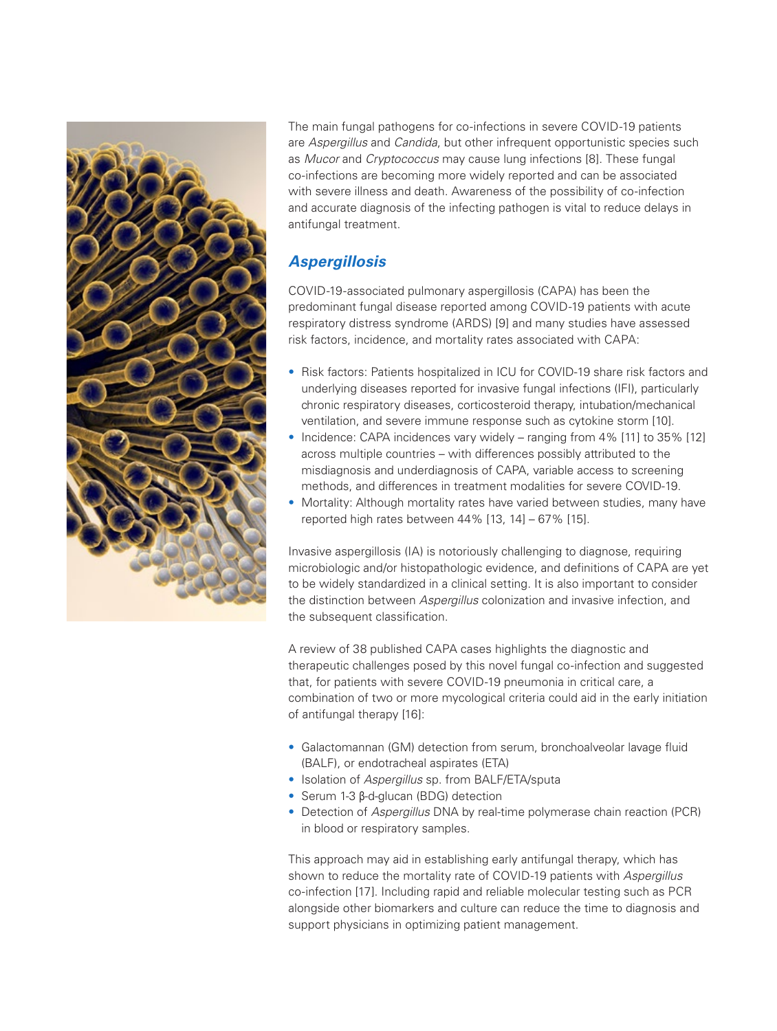The main fungal pathogens for co-infections in severe COVID-19 patients are *Aspergillus* and *Candida*, but other infrequent opportunistic species such as *Mucor* and *Cryptococcus* may cause lung infections [8]. These fungal co-infections are becoming more widely reported and can be associated with severe illness and death. Awareness of the possibility of co-infection and accurate diagnosis of the infecting pathogen is vital to reduce delays in antifungal treatment.

## *Aspergillosis*

COVID-19-associated pulmonary aspergillosis (CAPA) has been the predominant fungal disease reported among COVID-19 patients with acute respiratory distress syndrome (ARDS) [9] and many studies have assessed risk factors, incidence, and mortality rates associated with CAPA:

- Risk factors: Patients hospitalized in ICU for COVID-19 share risk factors and underlying diseases reported for invasive fungal infections (IFI), particularly chronic respiratory diseases, corticosteroid therapy, intubation/mechanical ventilation, and severe immune response such as cytokine storm [10].
- Incidence: CAPA incidences vary widely – ranging from 4% [11] to 35% [12] across multiple countries – with differences possibly attributed to the misdiagnosis and underdiagnosis of CAPA, variable access to screening methods, and differences in treatment modalities for severe COVID-19.
- Mortality: Although mortality rates have varied between studies, many have reported high rates between 44% [13, 14] – 67% [15].

Invasive aspergillosis (IA) is notoriously challenging to diagnose, requiring microbiologic and/or histopathologic evidence, and definitions of CAPA are yet to be widely standardized in a clinical setting. It is also important to consider the distinction between *Aspergillus* colonization and invasive infection, and the subsequent classification.

A review of 38 published CAPA cases highlights the diagnostic and therapeutic challenges posed by this novel fungal co-infection and suggested that, for patients with severe COVID-19 pneumonia in critical care, a combination of two or more mycological criteria could aid in the early initiation of antifungal therapy [16]:

- Galactomannan (GM) detection from serum, bronchoalveolar lavage fluid (BALF), or endotracheal aspirates (ETA)
- Isolation of *Aspergillus* sp. from BALF/ETA/sputa
- Serum 1-3 β-d-glucan (BDG) detection
- Detection of *Aspergillus* DNA by real-time polymerase chain reaction (PCR) in blood or respiratory samples.

This approach may aid in establishing early antifungal therapy, which has shown to reduce the mortality rate of COVID-19 patients with *Aspergillus* co-infection [17]. Including rapid and reliable molecular testing such as PCR alongside other biomarkers and culture can reduce the time to diagnosis and support physicians in optimizing patient management.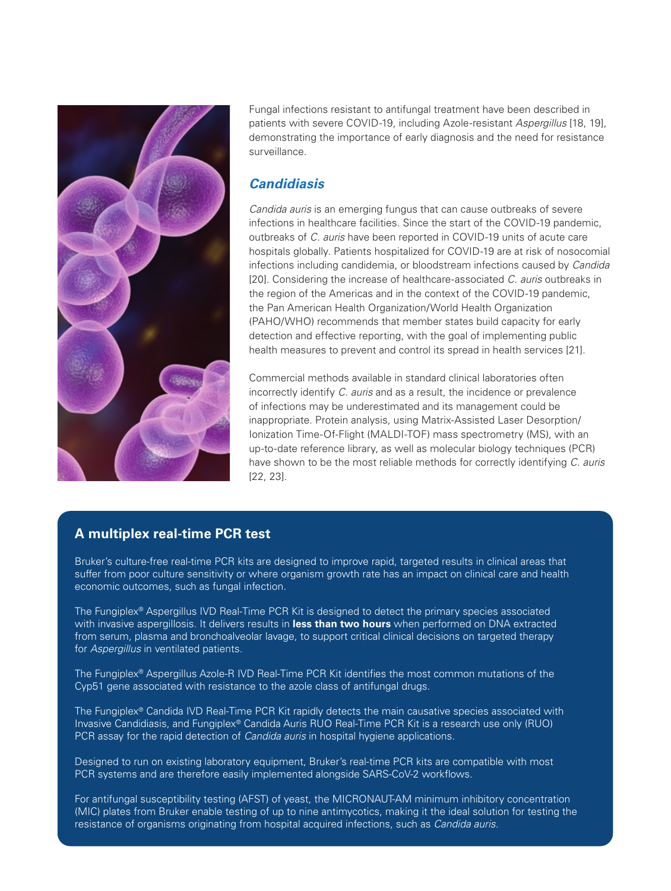Fungal infections resistant to antifungal treatment have been described in patients with severe COVID-19, including Azole-resistant *Aspergillus* [18, 19], demonstrating the importance of early diagnosis and the need for resistance surveillance.

## *Candidiasis*

*Candida auris* is an emerging fungus that can cause outbreaks of severe infections in healthcare facilities. Since the start of the COVID-19 pandemic, outbreaks of *C. auris* have been reported in COVID-19 units of acute care hospitals globally. Patients hospitalized for COVID-19 are at risk of nosocomial infections including candidemia, or bloodstream infections caused by *Candida* [20]. Considering the increase of healthcare-associated *C. auris* outbreaks in the region of the Americas and in the context of the COVID-19 pandemic, the Pan American Health Organization/World Health Organization (PAHO/WHO) recommends that member states build capacity for early detection and effective reporting, with the goal of implementing public health measures to prevent and control its spread in health services [21].

Commercial methods available in standard clinical laboratories often incorrectly identify *C. auris* and as a result, the incidence or prevalence of infections may be underestimated and its management could be inappropriate. Protein analysis, using Matrix-Assisted Laser Desorption/Ionization Time-Of-Flight (MALDI-TOF) mass spectrometry (MS), with an up-to-date reference library, as well as molecular biology techniques (PCR) have shown to be the most reliable methods for correctly identifying *C. auris* [22, 23].

### A multiplex real-time PCR test

Bruker's culture-free real-time PCR kits are designed to improve rapid, targeted results in clinical areas that suffer from poor culture sensitivity or where organism growth rate has an impact on clinical care and health economic outcomes, such as fungal infection.

The Fungiplex® Aspergillus IVD Real-Time PCR Kit is designed to detect the primary species associated with invasive aspergillosis. It delivers results in **less than two hours** when performed on DNA extracted from serum, plasma and bronchoalveolar lavage, to support critical clinical decisions on targeted therapy for *Aspergillus* in ventilated patients.

The Fungiplex® Aspergillus Azole-R IVD Real-Time PCR Kit identifies the most common mutations of the Cyp51 gene associated with resistance to the azole class of antifungal drugs.

The Fungiplex® Candida IVD Real-Time PCR Kit rapidly detects the main causative species associated with Invasive Candidiasis, and Fungiplex® Candida Auris RUO Real-Time PCR Kit is a research use only (RUO) PCR assay for the rapid detection of *Candida auris* in hospital hygiene applications.

Designed to run on existing laboratory equipment, Bruker's real-time PCR kits are compatible with most PCR systems and are therefore easily implemented alongside SARS-CoV-2 workflows.

For antifungal susceptibility testing (AFST) of yeast, the MICRONAUT-AM minimum inhibitory concentration (MIC) plates from Bruker enable testing of up to nine antimycotics, making it the ideal solution for testing the resistance of organisms originating from hospital acquired infections, such as *Candida auris*.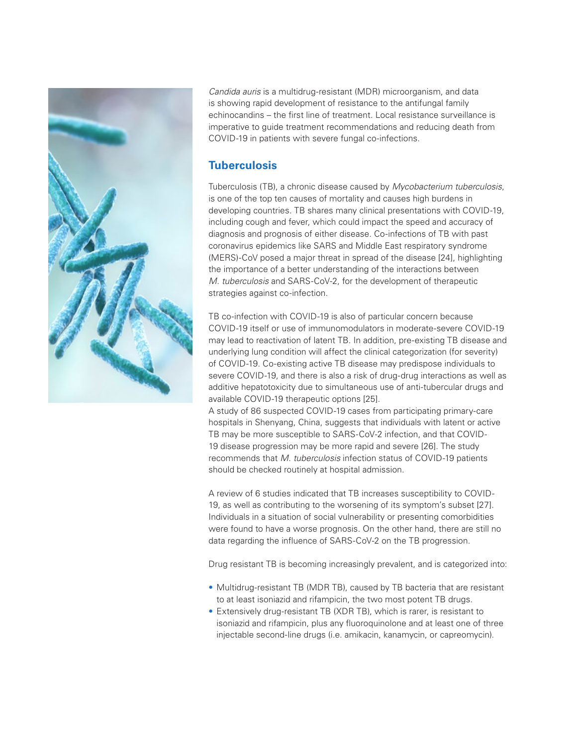*Candida auris* is a multidrug-resistant (MDR) microorganism, and data is showing rapid development of resistance to the antifungal family echinocandins – the first line of treatment. Local resistance surveillance is imperative to guide treatment recommendations and reducing death from COVID-19 in patients with severe fungal co-infections.

## Tuberculosis

Tuberculosis (TB), a chronic disease caused by *Mycobacterium tuberculosis*, is one of the top ten causes of mortality and causes high burdens in developing countries. TB shares many clinical presentations with COVID-19, including cough and fever, which could impact the speed and accuracy of diagnosis and prognosis of either disease. Co-infections of TB with past coronavirus epidemics like SARS and Middle East respiratory syndrome (MERS)-CoV posed a major threat in spread of the disease [24], highlighting the importance of a better understanding of the interactions between *M. tuberculosis* and SARS-CoV-2, for the development of therapeutic strategies against co-infection.

TB co-infection with COVID-19 is also of particular concern because COVID-19 itself or use of immunomodulators in moderate-severe COVID-19 may lead to reactivation of latent TB. In addition, pre-existing TB disease and underlying lung condition will affect the clinical categorization (for severity) of COVID-19. Co-existing active TB disease may predispose individuals to severe COVID-19, and there is also a risk of drug-drug interactions as well as additive hepatotoxicity due to simultaneous use of anti-tubercular drugs and available COVID-19 therapeutic options [25].
A study of 86 suspected COVID-19 cases from participating primary-care hospitals in Shenyang, China, suggests that individuals with latent or active TB may be more susceptible to SARS-CoV-2 infection, and that COVID-19 disease progression may be more rapid and severe [26]. The study recommends that *M. tuberculosis* infection status of COVID-19 patients should be checked routinely at hospital admission.

A review of 6 studies indicated that TB increases susceptibility to COVID-19, as well as contributing to the worsening of its symptom's subset [27]. Individuals in a situation of social vulnerability or presenting comorbidities were found to have a worse prognosis. On the other hand, there are still no data regarding the influence of SARS-CoV-2 on the TB progression.

Drug resistant TB is becoming increasingly prevalent, and is categorized into:

- Multidrug-resistant TB (MDR TB), caused by TB bacteria that are resistant to at least isoniazid and rifampicin, the two most potent TB drugs.
- Extensively drug-resistant TB (XDR TB), which is rarer, is resistant to isoniazid and rifampicin, plus any fluoroquinolone and at least one of three injectable second-line drugs (i.e. amikacin, kanamycin, or capreomycin).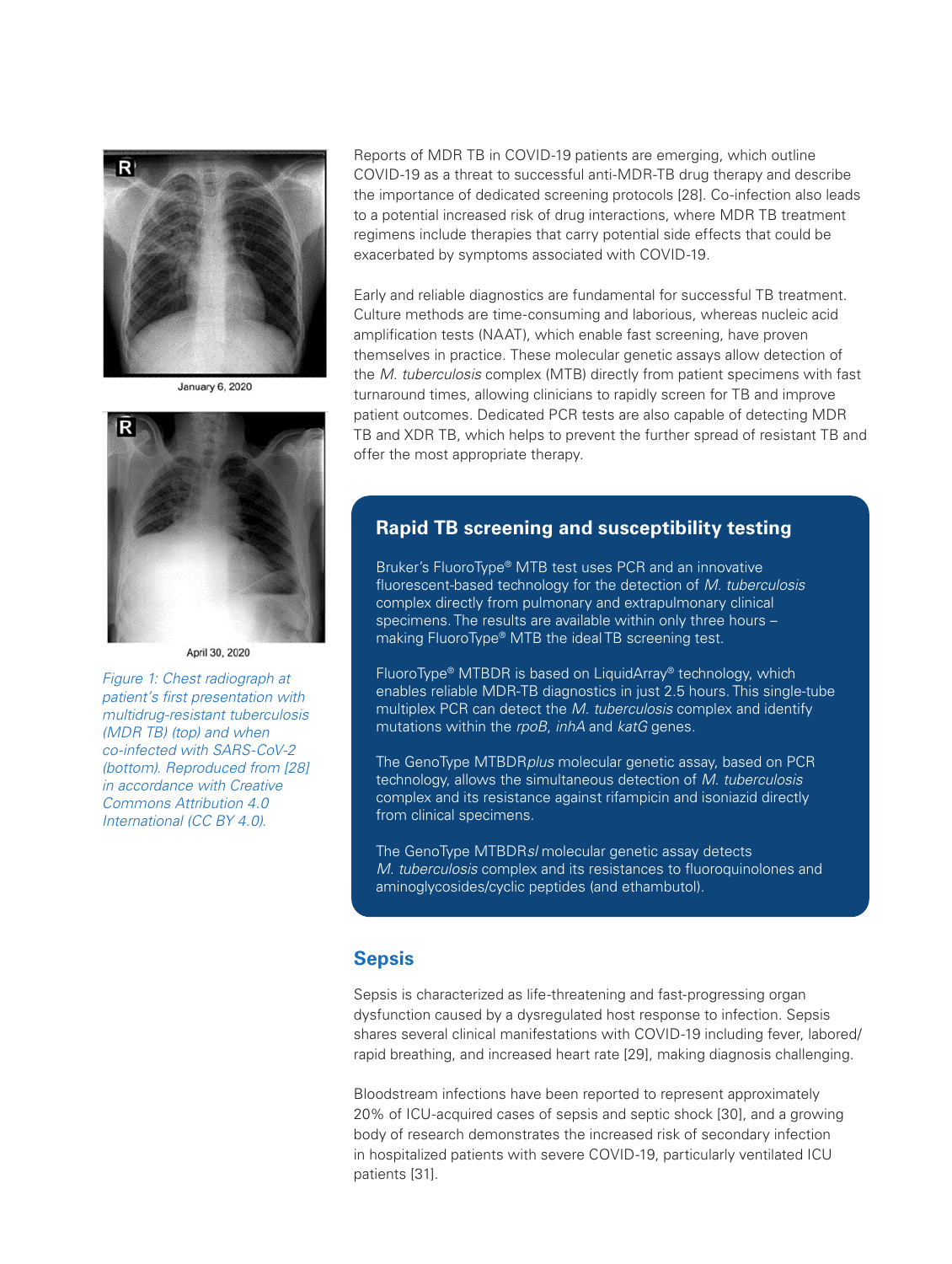January 6, 2020

April 30, 2020

*Figure 1: Chest radiograph at patient's first presentation with multidrug-resistant tuberculosis (MDR TB) (top) and when co-infected with SARS-CoV-2 (bottom). Reproduced from [28] in accordance with Creative Commons Attribution 4.0 International (CC BY 4.0).*

Reports of MDR TB in COVID-19 patients are emerging, which outline COVID-19 as a threat to successful anti-MDR-TB drug therapy and describe the importance of dedicated screening protocols [28]. Co-infection also leads to a potential increased risk of drug interactions, where MDR TB treatment regimens include therapies that carry potential side effects that could be exacerbated by symptoms associated with COVID-19.

Early and reliable diagnostics are fundamental for successful TB treatment. Culture methods are time-consuming and laborious, whereas nucleic acid amplification tests (NAAT), which enable fast screening, have proven themselves in practice. These molecular genetic assays allow detection of the *M. tuberculosis* complex (MTB) directly from patient specimens with fast turnaround times, allowing clinicians to rapidly screen for TB and improve patient outcomes. Dedicated PCR tests are also capable of detecting MDR TB and XDR TB, which helps to prevent the further spread of resistant TB and offer the most appropriate therapy.

## Rapid TB screening and susceptibility testing

Bruker's FluoroType® MTB test uses PCR and an innovative fluorescent-based technology for the detection of *M. tuberculosis* complex directly from pulmonary and extrapulmonary clinical specimens. The results are available within only three hours – making FluoroType® MTB the ideal TB screening test.

FluoroType® MTBDR is based on LiquidArray® technology, which enables reliable MDR-TB diagnostics in just 2.5 hours. This single-tube multiplex PCR can detect the *M. tuberculosis* complex and identify mutations within the *rpoB*, *inhA* and *katG* genes.

The GenoType MTBDR*plus* molecular genetic assay, based on PCR technology, allows the simultaneous detection of *M. tuberculosis* complex and its resistance against rifampicin and isoniazid directly from clinical specimens.

The GenoType MTBDR*sl* molecular genetic assay detects *M. tuberculosis* complex and its resistances to fluoroquinolones and aminoglycosides/cyclic peptides (and ethambutol).

## Sepsis

Sepsis is characterized as life-threatening and fast-progressing organ dysfunction caused by a dysregulated host response to infection. Sepsis shares several clinical manifestations with COVID-19 including fever, labored/rapid breathing, and increased heart rate [29], making diagnosis challenging.

Bloodstream infections have been reported to represent approximately 20% of ICU-acquired cases of sepsis and septic shock [30], and a growing body of research demonstrates the increased risk of secondary infection in hospitalized patients with severe COVID-19, particularly ventilated ICU patients [31].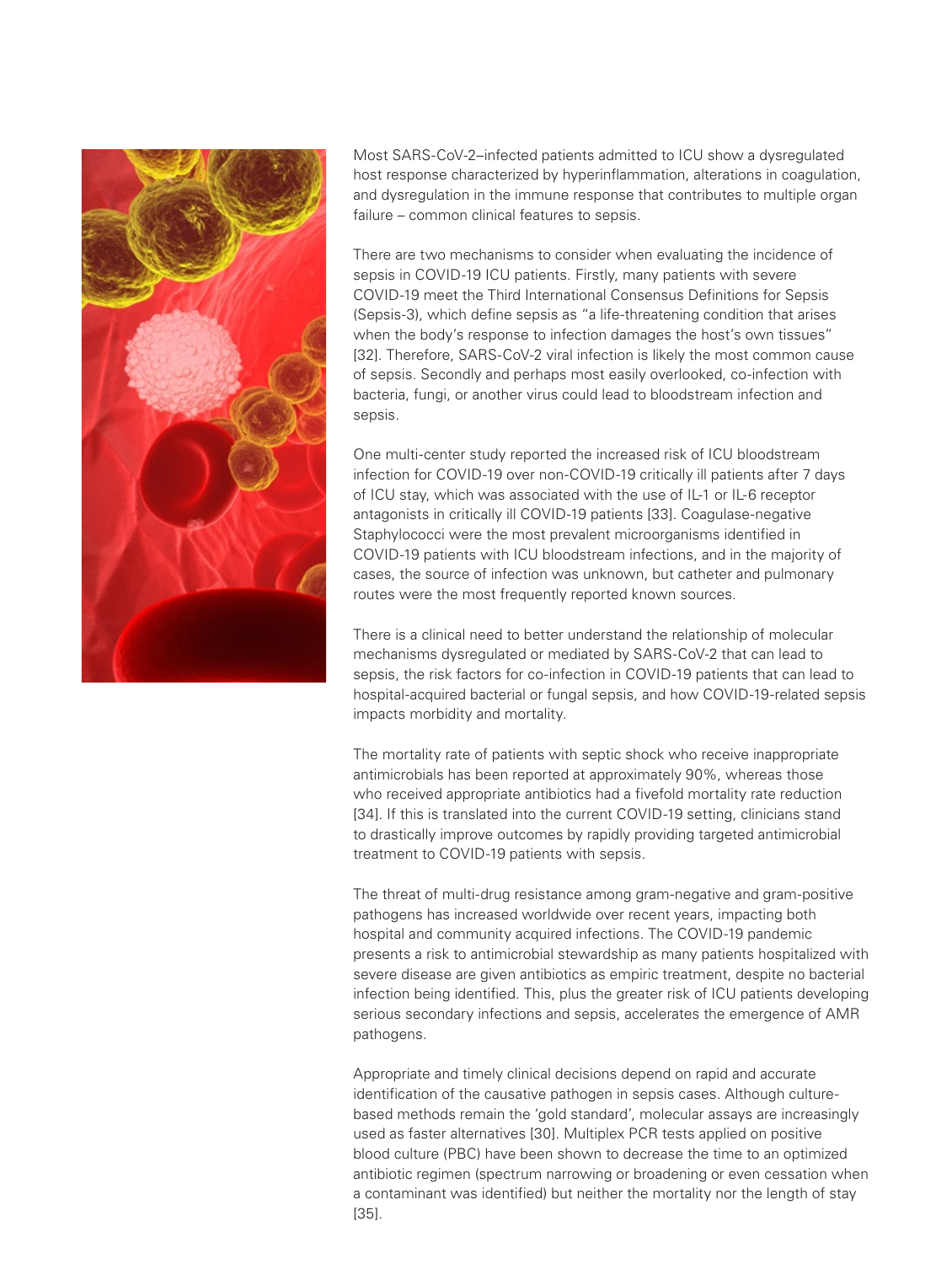Most SARS-CoV-2–infected patients admitted to ICU show a dysregulated host response characterized by hyperinflammation, alterations in coagulation, and dysregulation in the immune response that contributes to multiple organ failure – common clinical features to sepsis.

There are two mechanisms to consider when evaluating the incidence of sepsis in COVID-19 ICU patients. Firstly, many patients with severe COVID-19 meet the Third International Consensus Definitions for Sepsis (Sepsis-3), which define sepsis as "a life-threatening condition that arises when the body's response to infection damages the host's own tissues" [32]. Therefore, SARS-CoV-2 viral infection is likely the most common cause of sepsis. Secondly and perhaps most easily overlooked, co-infection with bacteria, fungi, or another virus could lead to bloodstream infection and sepsis.

One multi-center study reported the increased risk of ICU bloodstream infection for COVID-19 over non-COVID-19 critically ill patients after 7 days of ICU stay, which was associated with the use of IL-1 or IL-6 receptor antagonists in critically ill COVID-19 patients [33]. Coagulase-negative Staphylococci were the most prevalent microorganisms identified in COVID-19 patients with ICU bloodstream infections, and in the majority of cases, the source of infection was unknown, but catheter and pulmonary routes were the most frequently reported known sources.

There is a clinical need to better understand the relationship of molecular mechanisms dysregulated or mediated by SARS-CoV-2 that can lead to sepsis, the risk factors for co-infection in COVID-19 patients that can lead to hospital-acquired bacterial or fungal sepsis, and how COVID-19-related sepsis impacts morbidity and mortality.

The mortality rate of patients with septic shock who receive inappropriate antimicrobials has been reported at approximately 90%, whereas those who received appropriate antibiotics had a fivefold mortality rate reduction [34]. If this is translated into the current COVID-19 setting, clinicians stand to drastically improve outcomes by rapidly providing targeted antimicrobial treatment to COVID-19 patients with sepsis.

The threat of multi-drug resistance among gram-negative and gram-positive pathogens has increased worldwide over recent years, impacting both hospital and community acquired infections. The COVID-19 pandemic presents a risk to antimicrobial stewardship as many patients hospitalized with severe disease are given antibiotics as empiric treatment, despite no bacterial infection being identified. This, plus the greater risk of ICU patients developing serious secondary infections and sepsis, accelerates the emergence of AMR pathogens.

Appropriate and timely clinical decisions depend on rapid and accurate identification of the causative pathogen in sepsis cases. Although culture-based methods remain the 'gold standard', molecular assays are increasingly used as faster alternatives [30]. Multiplex PCR tests applied on positive blood culture (PBC) have been shown to decrease the time to an optimized antibiotic regimen (spectrum narrowing or broadening or even cessation when a contaminant was identified) but neither the mortality nor the length of stay [35].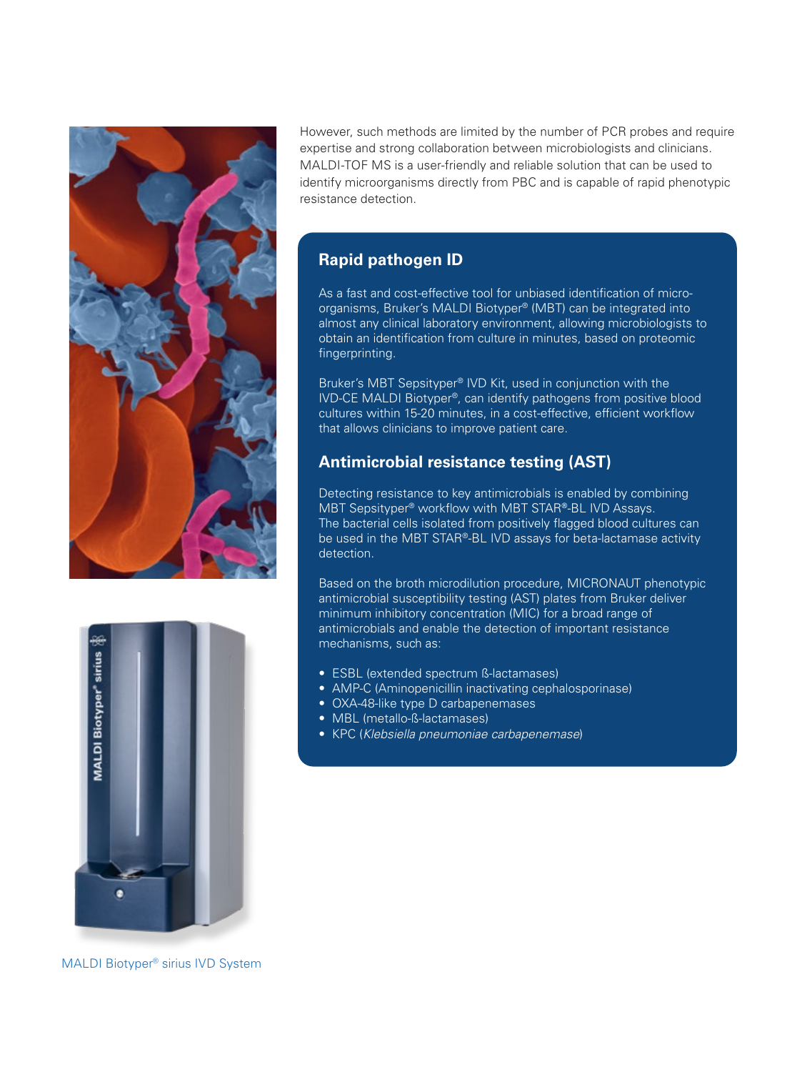However, such methods are limited by the number of PCR probes and require expertise and strong collaboration between microbiologists and clinicians. MALDI-TOF MS is a user-friendly and reliable solution that can be used to identify microorganisms directly from PBC and is capable of rapid phenotypic resistance detection.

## Rapid pathogen ID

As a fast and cost-effective tool for unbiased identification of micro-organisms, Bruker's MALDI Biotyper® (MBT) can be integrated into almost any clinical laboratory environment, allowing microbiologists to obtain an identification from culture in minutes, based on proteomic fingerprinting.

Bruker's MBT Sepsityper® IVD Kit, used in conjunction with the IVD-CE MALDI Biotyper®, can identify pathogens from positive blood cultures within 15-20 minutes, in a cost-effective, efficient workflow that allows clinicians to improve patient care.

## Antimicrobial resistance testing (AST)

Detecting resistance to key antimicrobials is enabled by combining MBT Sepsityper® workflow with MBT STAR®-BL IVD Assays. The bacterial cells isolated from positively flagged blood cultures can be used in the MBT STAR®-BL IVD assays for beta-lactamase activity detection.

Based on the broth microdilution procedure, MICRONAUT phenotypic antimicrobial susceptibility testing (AST) plates from Bruker deliver minimum inhibitory concentration (MIC) for a broad range of antimicrobials and enable the detection of important resistance mechanisms, such as:

- ESBL (extended spectrum ß-lactamases)
- AMP-C (Aminopenicillin inactivating cephalosporinase)
- OXA-48-like type D carbapenemases
- MBL (metallo-ß-lactamases)
- KPC (*Klebsiella pneumoniae carbapenemase*)

MALDI Biotyper® sirius IVD System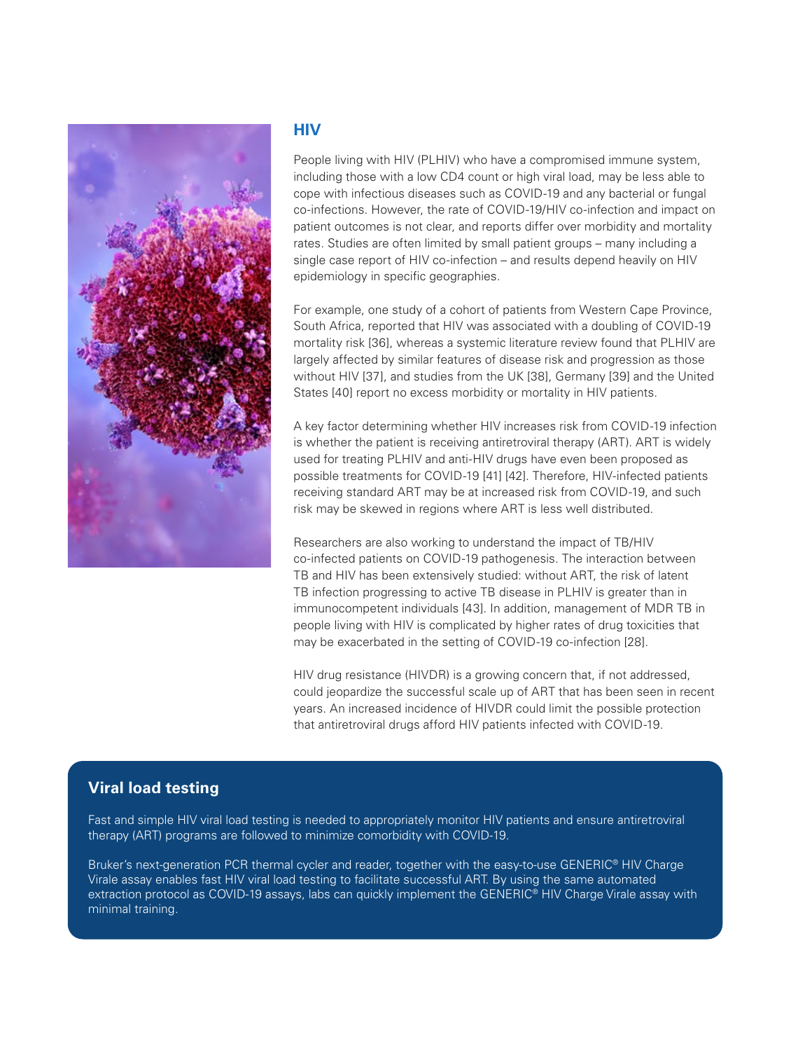## HIV

People living with HIV (PLHIV) who have a compromised immune system, including those with a low CD4 count or high viral load, may be less able to cope with infectious diseases such as COVID-19 and any bacterial or fungal co-infections. However, the rate of COVID-19/HIV co-infection and impact on patient outcomes is not clear, and reports differ over morbidity and mortality rates. Studies are often limited by small patient groups – many including a single case report of HIV co-infection – and results depend heavily on HIV epidemiology in specific geographies.

For example, one study of a cohort of patients from Western Cape Province, South Africa, reported that HIV was associated with a doubling of COVID-19 mortality risk [36], whereas a systemic literature review found that PLHIV are largely affected by similar features of disease risk and progression as those without HIV [37], and studies from the UK [38], Germany [39] and the United States [40] report no excess morbidity or mortality in HIV patients.

A key factor determining whether HIV increases risk from COVID-19 infection is whether the patient is receiving antiretroviral therapy (ART). ART is widely used for treating PLHIV and anti-HIV drugs have even been proposed as possible treatments for COVID-19 [41] [42]. Therefore, HIV-infected patients receiving standard ART may be at increased risk from COVID-19, and such risk may be skewed in regions where ART is less well distributed.

Researchers are also working to understand the impact of TB/HIV co-infected patients on COVID-19 pathogenesis. The interaction between TB and HIV has been extensively studied: without ART, the risk of latent TB infection progressing to active TB disease in PLHIV is greater than in immunocompetent individuals [43]. In addition, management of MDR TB in people living with HIV is complicated by higher rates of drug toxicities that may be exacerbated in the setting of COVID-19 co-infection [28].

HIV drug resistance (HIVDR) is a growing concern that, if not addressed, could jeopardize the successful scale up of ART that has been seen in recent years. An increased incidence of HIVDR could limit the possible protection that antiretroviral drugs afford HIV patients infected with COVID-19.

### Viral load testing

Fast and simple HIV viral load testing is needed to appropriately monitor HIV patients and ensure antiretroviral therapy (ART) programs are followed to minimize comorbidity with COVID-19.

Bruker's next-generation PCR thermal cycler and reader, together with the easy-to-use GENERIC® HIV Charge Virale assay enables fast HIV viral load testing to facilitate successful ART. By using the same automated extraction protocol as COVID-19 assays, labs can quickly implement the GENERIC® HIV Charge Virale assay with minimal training.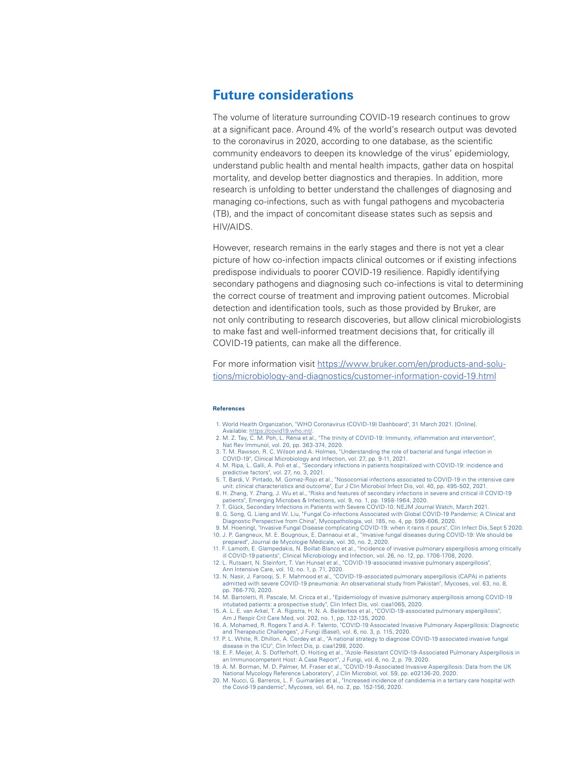## Future considerations

The volume of literature surrounding COVID-19 research continues to grow at a significant pace. Around 4% of the world's research output was devoted to the coronavirus in 2020, according to one database, as the scientific community endeavors to deepen its knowledge of the virus' epidemiology, understand public health and mental health impacts, gather data on hospital mortality, and develop better diagnostics and therapies. In addition, more research is unfolding to better understand the challenges of diagnosing and managing co-infections, such as with fungal pathogens and mycobacteria (TB), and the impact of concomitant disease states such as sepsis and HIV/AIDS.

However, research remains in the early stages and there is not yet a clear picture of how co-infection impacts clinical outcomes or if existing infections predispose individuals to poorer COVID-19 resilience. Rapidly identifying secondary pathogens and diagnosing such co-infections is vital to determining the correct course of treatment and improving patient outcomes. Microbial detection and identification tools, such as those provided by Bruker, are not only contributing to research discoveries, but allow clinical microbiologists to make fast and well-informed treatment decisions that, for critically ill COVID-19 patients, can make all the difference.

For more information visit [https://www.bruker.com/en/products-and-solutions/microbiology-and-diagnostics/customer-information-covid-19.html](https://www.bruker.com/en/products-and-solutions/microbiology-and-diagnostics/customer-information-covid-19.html)

#### References

1. World Health Organization, "WHO Coronavirus (COVID-19) Dashboard", 31 March 2021. [Online]. Available: https://covid19.who.int/.
2. M. Z. Tay, C. M. Poh, L. Rénia et al., "The trinity of COVID-19: Immunity, inflammation and intervention", Nat Rev Immunol, vol. 20, pp. 363-374, 2020.
3. T. M. Rawson, R. C. Wilson and A. Holmes, "Understanding the role of bacterial and fungal infection in COVID-19", Clinical Microbiology and Infection, vol. 27, pp. 9-11, 2021.
4. M. Ripa, L. Galli, A. Poli et al., "Secondary infections in patients hospitalized with COVID-19: incidence and predictive factors", vol. 27, no. 3, 2021.
5. T. Bardi, V. Pintado, M. Gomez-Rojo et al., "Nosocomial infections associated to COVID-19 in the intensive care unit: clinical characteristics and outcome", Eur J Clin Microbiol Infect Dis, vol. 40, pp. 495-502, 2021.
6. H. Zhang, Y. Zhang, J. Wu et al., "Risks and features of secondary infections in severe and critical ill COVID-19 patients", Emerging Microbes & Infections, vol. 9, no. 1, pp. 1958-1964, 2020.
7. T. Glück, Secondary Infections in Patients with Severe COVID-10, NEJM Journal Watch, March 2021.
8. G. Song, G. Liang and W. Liu, "Fungal Co-infections Associated with Global COVID-19 Pandemic: A Clinical and Diagnostic Perspective from China", Mycopathologia, vol. 185, no. 4, pp. 599-606, 2020.
9. M. Hoeningl, "Invasive Fungal Disease complicating COVID-19: when it rains it pours", Clin Infect Dis, Sept 5 2020.
10. J. P. Gangneux, M. E. Bougnoux, E. Dannaoui et al., "Invasive fungal diseases during COVID-19: We should be prepared", Journal de Mycologie Médicale, vol. 30, no. 2, 2020.
11. F. Lamoth, E. Glampedakis, N. Boillat-Blanco et al., "Incidence of invasive pulmonary aspergillosis among critically ill COVID-19 patients", Clinical Microbiology and Infection, vol. 26, no. 12, pp. 1706-1708, 2020.
12. L. Rutsaert, N. Steinfort, T. Van Hunsel et al., "COVID-19-associated invasive pulmonary aspergillosis", Ann Intensive Care, vol. 10, no. 1, p. 71, 2020.
13. N. Nasir, J. Farooqi, S. F. Mahmood et al., "COVID-19-associated pulmonary aspergillosis (CAPA) in patients admitted with severe COVID-19 pneumonia: An observational study from Pakistan", Mycoses, vol. 63, no. 8, pp. 766-770, 2020.
14. M. Bartoletti, R. Pascale, M. Cricca et al., "Epidemiology of invasive pulmonary aspergillosis among COVID-19 intubated patients: a prospective study", Clin Infect Dis, vol. ciaa1065, 2020.
15. A. L. E. van Arkel, T. A. Rijpstra, H. N. A. Belderbos et al., "COVID-19-associated pulmonary aspergillosis", Am J Respir Crit Care Med, vol. 202, no. 1, pp. 132-135, 2020.
16. A. Mohamed, R. Rogers T and A. F. Talento, "COVID-19 Associated Invasive Pulmonary Aspergillosis: Diagnostic and Therapeutic Challenges", J Fungi (Basel), vol. 6, no. 3, p. 115, 2020.
17. P. L. White, R. Dhillon, A. Cordey et al., "A national strategy to diagnose COVID-19 associated invasive fungal disease in the ICU", Clin Infect Dis, p. ciaa1298, 2020.
18. E. F. Meijer, A. S. Dofferhoff, O. Hoiting et al., "Azole-Resistant COVID-19-Associated Pulmonary Aspergillosis in an Immunocompetent Host: A Case Report", J Fungi, vol. 6, no. 2, p. 79, 2020.
19. A. M. Borman, M. D. Palmer, M. Fraser et al., "COVID-19-Associated Invasive Aspergillosis: Data from the UK National Mycology Reference Laboratory", J Clin Microbiol, vol. 59, pp. e02136-20, 2020.
20. M. Nucci, G. Barreros, L. F. Guimarães et al., "Increased incidence of candidemia in a tertiary care hospital with the Covid-19 pandemic", Mycoses, vol. 64, no. 2, pp. 152-156, 2020.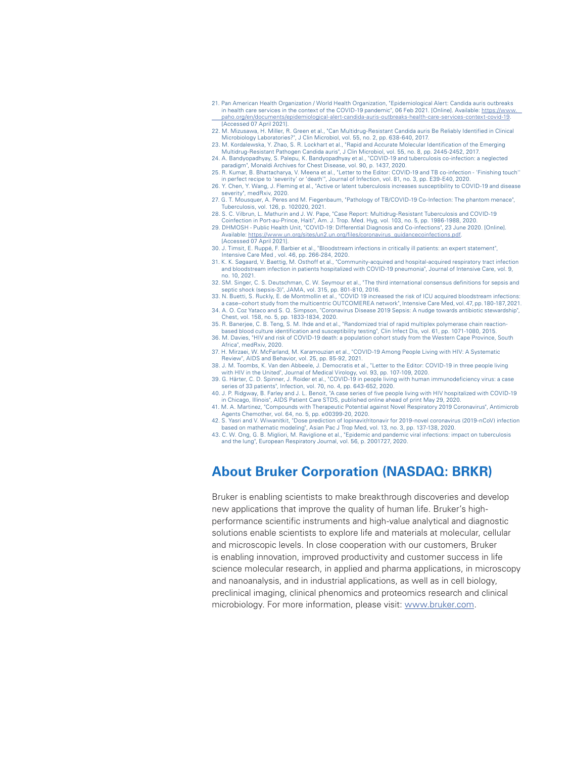21. Pan American Health Organization / World Health Organization, "Epidemiological Alert: Candida auris outbreaks in health care services in the context of the COVID-19 pandemic", 06 Feb 2021. [Online]. Available: https://www.paho.org/en/documents/epidemiological-alert-candida-auris-outbreaks-health-care-services-context-covid-19. [Accessed 07 April 2021].
22. M. Mizusawa, H. Miller, R. Green et al., "Can Multidrug-Resistant Candida auris Be Reliably Identified in Clinical Microbiology Laboratories?", J Clin Microbiol, vol. 55, no. 2, pp. 638-640, 2017.
23. M. Kordalewska, Y. Zhao, S. R. Lockhart et al., "Rapid and Accurate Molecular Identification of the Emerging Multidrug-Resistant Pathogen Candida auris", J Clin Microbiol, vol. 55, no. 8, pp. 2445-2452, 2017.
24. A. Bandyopadhyay, S. Palepu, K. Bandyopadhyay et al., "COVID-19 and tuberculosis co-infection: a neglected paradigm", Monaldi Archives for Chest Disease, vol. 90, p. 1437, 2020.
25. R. Kumar, B. Bhattacharya, V. Meena et al., "Letter to the Editor: COVID-19 and TB co-infection - 'Finishing touch'' in perfect recipe to 'severity' or 'death'", Journal of Infection, vol. 81, no. 3, pp. E39-E40, 2020.
26. Y. Chen, Y. Wang, J. Fleming et al., "Active or latent tuberculosis increases susceptibility to COVID-19 and disease severity", medRxiv, 2020.
27. G. T. Mousquer, A. Peres and M. Fiegenbaum, "Pathology of TB/COVID-19 Co-Infection: The phantom menace", Tuberculosis, vol. 126, p. 102020, 2021.
28. S. C. Vilbrun, L. Mathurin and J. W. Pape, "Case Report: Multidrug-Resistant Tuberculosis and COVID-19 Coinfection in Port-au-Prince, Haiti", Am. J. Trop. Med. Hyg, vol. 103, no. 5, pp. 1986-1988, 2020.
29. DHMOSH - Public Health Unit, "COVID-19: Differential Diagnosis and Co-infections", 23 June 2020. [Online]. Available: https://www.un.org/sites/un2.un.org/files/coronavirus_guidancecoinfections.pdf. [Accessed 07 April 2021].
30. J. Timsit, E. Ruppé, F. Barbier et al., "Bloodstream infections in critically ill patients: an expert statement", Intensive Care Med , vol. 46, pp. 266-284, 2020.
31. K. K. Søgaard, V. Baettig, M. Osthoff et al., "Community-acquired and hospital-acquired respiratory tract infection and bloodstream infection in patients hospitalized with COVID-19 pneumonia", Journal of Intensive Care, vol. 9, no. 10, 2021.
32. SM. Singer, C. S. Deutschman, C. W. Seymour et al., "The third international consensus definitions for sepsis and septic shock (sepsis-3)", JAMA, vol. 315, pp. 801-810, 2016.
33. N. Buetti, S. Ruckly, E. de Montmollin et al., "COVID 19 increased the risk of ICU acquired bloodstream infections: a case–cohort study from the multicentric OUTCOMEREA network", Intensive Care Med, vol. 47, pp. 180-187, 2021.
34. A. O. Coz Yataco and S. Q. Simpson, "Coronavirus Disease 2019 Sepsis: A nudge towards antibiotic stewardship", Chest, vol. 158, no. 5, pp. 1833-1834, 2020.
35. R. Banerjee, C. B. Teng, S. M. Ihde and et al., "Randomized trial of rapid multiplex polymerase chain reaction-based blood culture identification and susceptibility testing", Clin Infect Dis, vol. 61, pp. 1071-1080, 2015.
36. M. Davies, "HIV and risk of COVID-19 death: a population cohort study from the Western Cape Province, South Africa", medRxiv, 2020.
37. H. Mirzaei, W. McFarland, M. Karamouzian et al., "COVID-19 Among People Living with HIV: A Systematic Review", AIDS and Behavior, vol. 25, pp. 85-92, 2021.
38. J. M. Toombs, K. Van den Abbeele, J. Democratis et al., "Letter to the Editor: COVID-19 in three people living with HIV in the United", Journal of Medical Virology, vol. 93, pp. 107-109, 2020.
39. G. Härter, C. D. Spinner, J. Roider et al., "COVID-19 in people living with human immunodeficiency virus: a case series of 33 patients", Infection, vol. 70, no. 4, pp. 643-652, 2020.
40. J. P. Ridgway, B. Farley and J. L. Benoit, "A case series of five people living with HIV hospitalized with COVID-19 in Chicago, Illinois", AIDS Patient Care STDS, published online ahead of print May 29, 2020.
41. M. A. Martinez, "Compounds with Therapeutic Potential against Novel Respiratory 2019 Coronavirus", Antimicrob Agents Chemother, vol. 64, no. 5, pp. e00399-20, 2020.
42. S. Yasri and V. Wiwanitkit, "Dose prediction of lopinavir/ritonavir for 2019-novel coronavirus (2019-nCoV) infection based on mathematic modeling", Asian Pac J Trop Med, vol. 13, no. 3, pp. 137-138, 2020.
43. C. W. Ong, G. B. Migliori, M. Raviglione et al., "Epidemic and pandemic viral infections: impact on tuberculosis and the lung", European Respiratory Journal, vol. 56, p. 2001727, 2020.

## About Bruker Corporation (NASDAQ: BRKR)

Bruker is enabling scientists to make breakthrough discoveries and develop new applications that improve the quality of human life. Bruker's high-performance scientific instruments and high-value analytical and diagnostic solutions enable scientists to explore life and materials at molecular, cellular and microscopic levels. In close cooperation with our customers, Bruker is enabling innovation, improved productivity and customer success in life science molecular research, in applied and pharma applications, in microscopy and nanoanalysis, and in industrial applications, as well as in cell biology, preclinical imaging, clinical phenomics and proteomics research and clinical microbiology. For more information, please visit: www.bruker.com.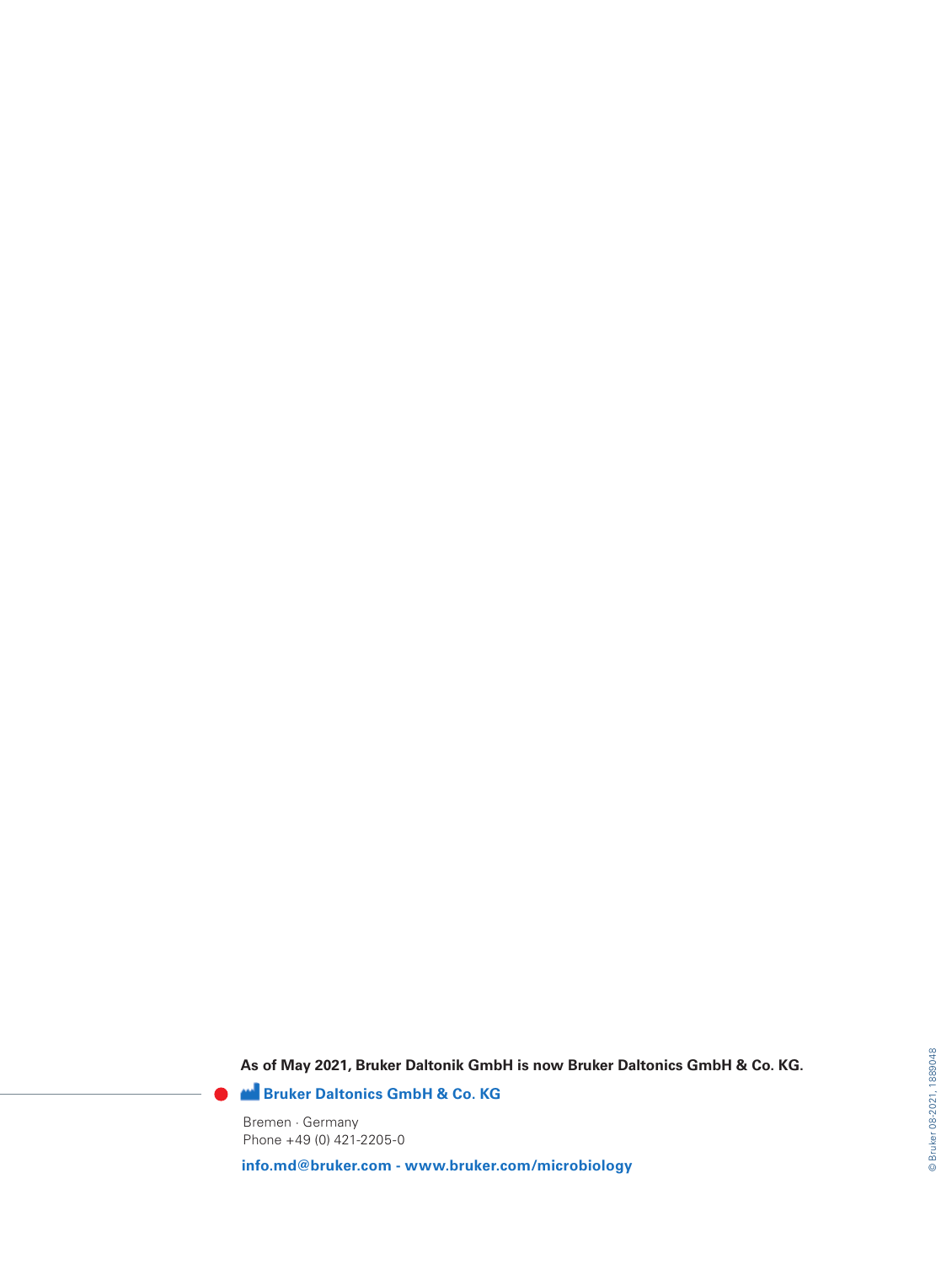**As of May 2021, Bruker Daltonik GmbH is now Bruker Daltonics GmbH & Co. KG.**

**Bruker Daltonics GmbH & Co. KG**

Bremen · Germany
Phone +49 (0) 421-2205-0

**info.md@bruker.com - www.bruker.com/microbiology**

© Bruker 08-2021, 1889048